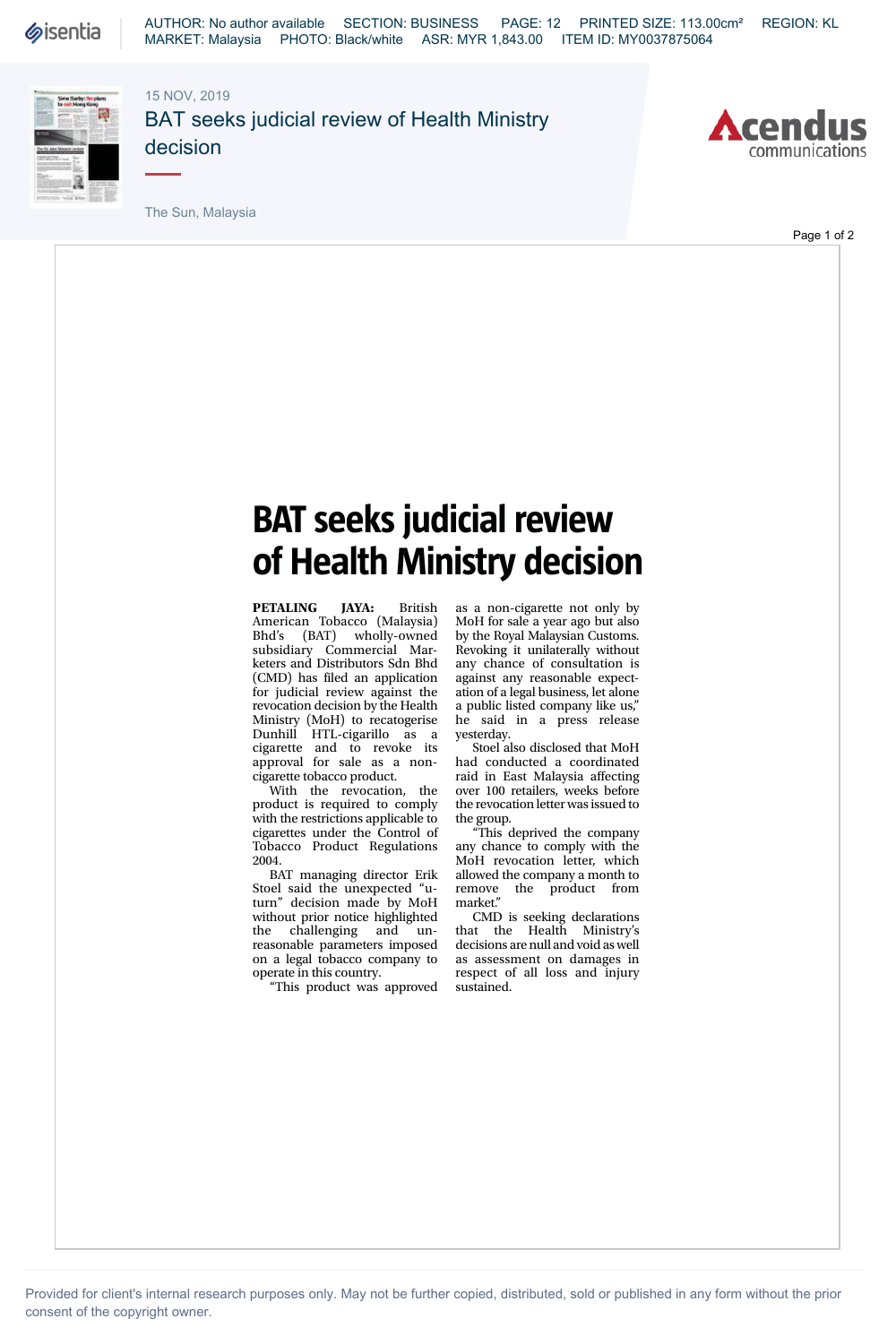AUTHOR: No author available SECTION: BUSINESS PAGE: 12 PRINTED SIZE: 113.00cm² REGION: KL MARKET: Malaysia PHOTO: Black/white ASR: MYR 1,843.00 ITEM ID: MY0037875064

15 NOV, 2019

BAT seeks judicial review of Health Ministry decision

The Sun, Malaysia

# BAT seeks judicial review of Health Ministry decision

**PETALING JAYA:** British American Tobacco (Malaysia) Bhd's (BAT) wholly-owned subsidiary Commercial Marketers and Distributors Sdn Bhd (CMD) has filed an application for judicial review against the revocation decision by the Health Ministry (MoH) to recategorise Dunhill HTL-cigarillo as a cigarette and to revoke its approval for sale as a non-cigarette tobacco product.

With the revocation, the product is required to comply with the restrictions applicable to cigarettes under the Control of Tobacco Product Regulations 2004.

BAT managing director Erik Stoel said the unexpected "u-turn" decision made by MoH without prior notice highlighted the challenging and unreasonable parameters imposed on a legal tobacco company to operate in this country.

"This product was approved as a non-cigarette not only by MoH for sale a year ago but also by the Royal Malaysian Customs. Revoking it unilaterally without any chance of consultation is against any reasonable expectation of a legal business, let alone a public listed company like us," he said in a press release yesterday.

Stoel also disclosed that MoH had conducted a coordinated raid in East Malaysia affecting over 100 retailers, weeks before the revocation letter was issued to the group.

"This deprived the company any chance to comply with the MoH revocation letter, which allowed the company a month to remove the product from market."

CMD is seeking declarations that the Health Ministry's decisions are null and void as well as assessment on damages in respect of all loss and injury sustained.

Provided for client's internal research purposes only. May not be further copied, distributed, sold or published in any form without the prior consent of the copyright owner.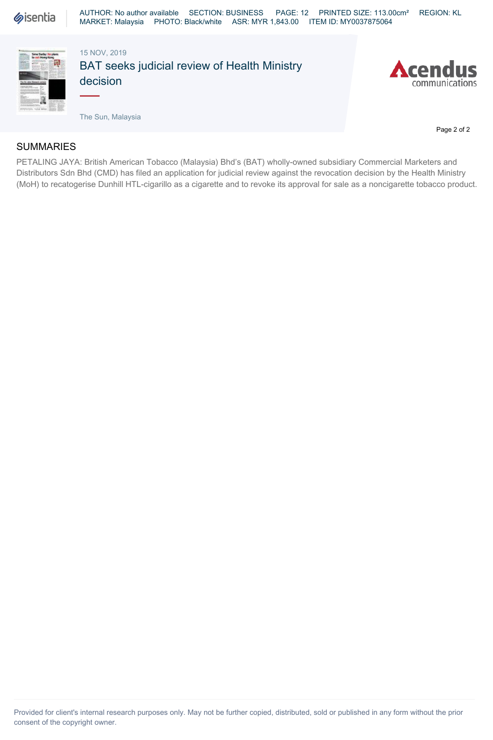AUTHOR: No author available SECTION: BUSINESS PAGE: 12 PRINTED SIZE: 113.00cm² REGION: KL
MARKET: Malaysia PHOTO: Black/white ASR: MYR 1,843.00 ITEM ID: MY0037875064

15 NOV, 2019

# BAT seeks judicial review of Health Ministry decision

The Sun, Malaysia

## SUMMARIES

PETALING JAYA: British American Tobacco (Malaysia) Bhd's (BAT) wholly-owned subsidiary Commercial Marketers and Distributors Sdn Bhd (CMD) has filed an application for judicial review against the revocation decision by the Health Ministry (MoH) to recatogerise Dunhill HTL-cigarillo as a cigarette and to revoke its approval for sale as a noncigarette tobacco product.

Provided for client's internal research purposes only. May not be further copied, distributed, sold or published in any form without the prior consent of the copyright owner.